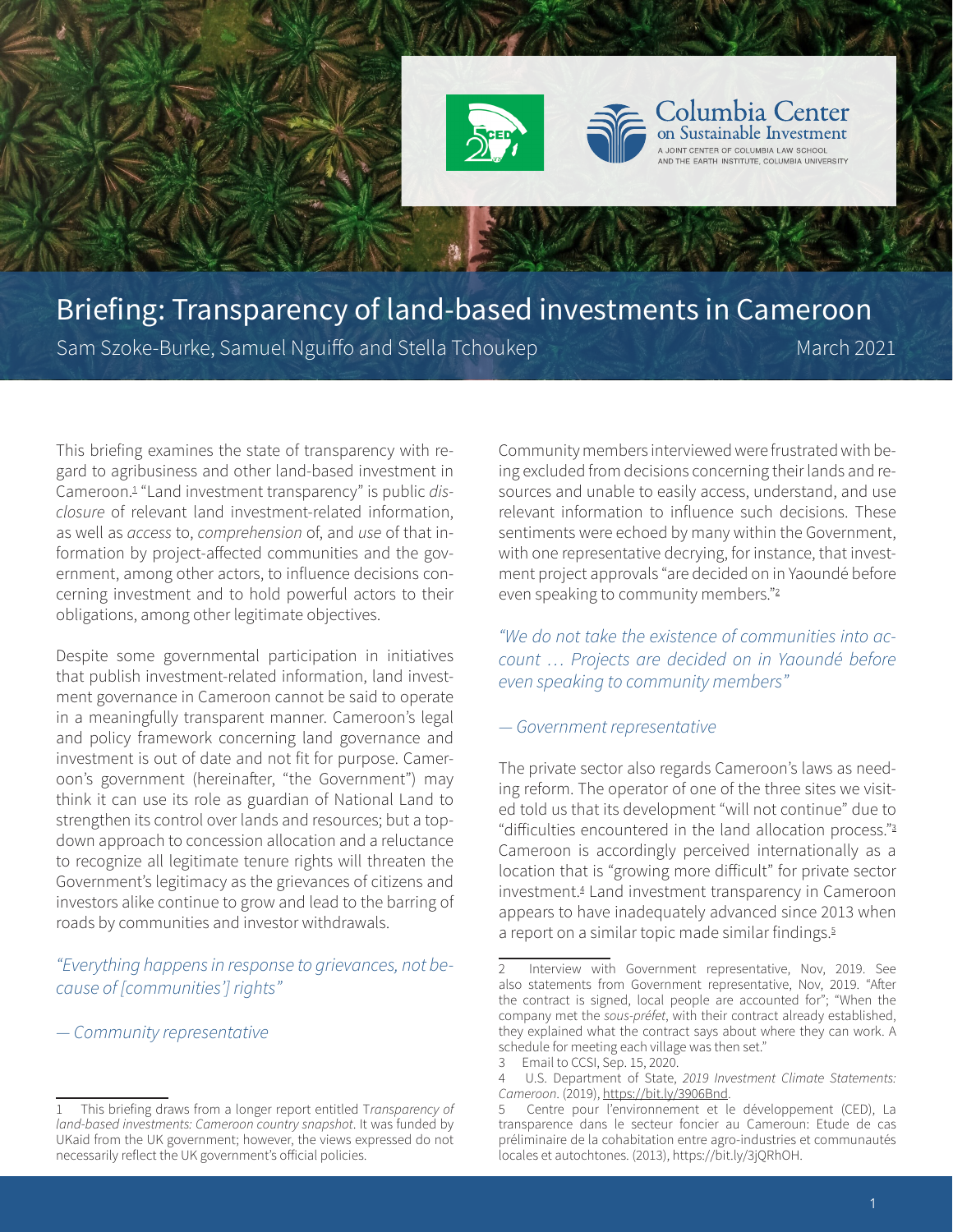# Briefing: Transparency of land-based investments in Cameroon

Sam Szoke-Burke, Samuel Nguiffo and Stella Tchoukep

March 2021

This briefing examines the state of transparency with regard to agribusiness and other land-based investment in Cameroon.[1] "Land investment transparency" is public *disclosure* of relevant land investment-related information, as well as *access* to, *comprehension* of, and *use* of that information by project-affected communities and the government, among other actors, to influence decisions concerning investment and to hold powerful actors to their obligations, among other legitimate objectives.

Despite some governmental participation in initiatives that publish investment-related information, land investment governance in Cameroon cannot be said to operate in a meaningfully transparent manner. Cameroon's legal and policy framework concerning land governance and investment is out of date and not fit for purpose. Cameroon's government (hereinafter, "the Government") may think it can use its role as guardian of National Land to strengthen its control over lands and resources; but a top-down approach to concession allocation and a reluctance to recognize all legitimate tenure rights will threaten the Government's legitimacy as the grievances of citizens and investors alike continue to grow and lead to the barring of roads by communities and investor withdrawals.

*"Everything happens in response to grievances, not because of [communities'] rights"*

*— Community representative*

Community members interviewed were frustrated with being excluded from decisions concerning their lands and resources and unable to easily access, understand, and use relevant information to influence such decisions. These sentiments were echoed by many within the Government, with one representative decrying, for instance, that investment project approvals "are decided on in Yaoundé before even speaking to community members."[2]

*"We do not take the existence of communities into account … Projects are decided on in Yaoundé before even speaking to community members"*

*— Government representative*

The private sector also regards Cameroon's laws as needing reform. The operator of one of the three sites we visited told us that its development "will not continue" due to "difficulties encountered in the land allocation process."[3] Cameroon is accordingly perceived internationally as a location that is "growing more difficult" for private sector investment.[4] Land investment transparency in Cameroon appears to have inadequately advanced since 2013 when a report on a similar topic made similar findings.[5]

---

1 This briefing draws from a longer report entitled *Transparency of land-based investments: Cameroon country snapshot*. It was funded by UKaid from the UK government; however, the views expressed do not necessarily reflect the UK government's official policies.

2 Interview with Government representative, Nov, 2019. See also statements from Government representative, Nov, 2019. "After the contract is signed, local people are accounted for"; "When the company met the *sous-préfet*, with their contract already established, they explained what the contract says about where they can work. A schedule for meeting each village was then set."

3 Email to CCSI, Sep. 15, 2020.

4 U.S. Department of State, *2019 Investment Climate Statements: Cameroon*. (2019), https://bit.ly/3906Bnd.

5 Centre pour l'environnement et le développement (CED), La transparence dans le secteur foncier au Cameroun: Etude de cas préliminaire de la cohabitation entre agro-industries et communautés locales et autochtones. (2013), https://bit.ly/3jQRhOH.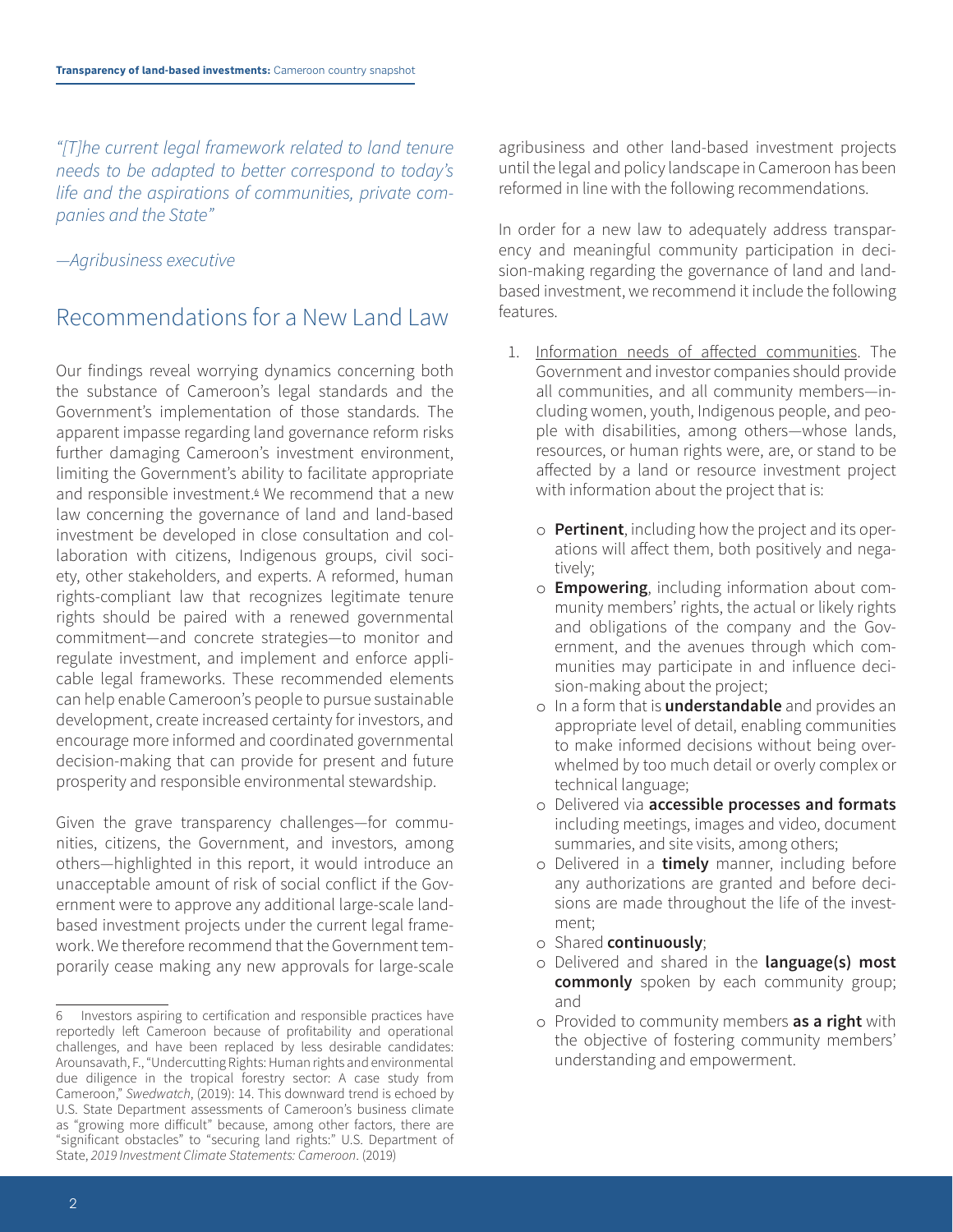*"[T]he current legal framework related to land tenure needs to be adapted to better correspond to today's life and the aspirations of communities, private companies and the State"*

*—Agribusiness executive*

## Recommendations for a New Land Law

Our findings reveal worrying dynamics concerning both the substance of Cameroon's legal standards and the Government's implementation of those standards. The apparent impasse regarding land governance reform risks further damaging Cameroon's investment environment, limiting the Government's ability to facilitate appropriate and responsible investment.[6] We recommend that a new law concerning the governance of land and land-based investment be developed in close consultation and collaboration with citizens, Indigenous groups, civil society, other stakeholders, and experts. A reformed, human rights-compliant law that recognizes legitimate tenure rights should be paired with a renewed governmental commitment—and concrete strategies—to monitor and regulate investment, and implement and enforce applicable legal frameworks. These recommended elements can help enable Cameroon's people to pursue sustainable development, create increased certainty for investors, and encourage more informed and coordinated governmental decision-making that can provide for present and future prosperity and responsible environmental stewardship.

Given the grave transparency challenges—for communities, citizens, the Government, and investors, among others—highlighted in this report, it would introduce an unacceptable amount of risk of social conflict if the Government were to approve any additional large-scale land-based investment projects under the current legal framework. We therefore recommend that the Government temporarily cease making any new approvals for large-scale agribusiness and other land-based investment projects until the legal and policy landscape in Cameroon has been reformed in line with the following recommendations.

In order for a new law to adequately address transparency and meaningful community participation in decision-making regarding the governance of land and land-based investment, we recommend it include the following features.

1. Information needs of affected communities. The Government and investor companies should provide all communities, and all community members—including women, youth, Indigenous people, and people with disabilities, among others—whose lands, resources, or human rights were, are, or stand to be affected by a land or resource investment project with information about the project that is:
   - **Pertinent**, including how the project and its operations will affect them, both positively and negatively;
   - **Empowering**, including information about community members' rights, the actual or likely rights and obligations of the company and the Government, and the avenues through which communities may participate in and influence decision-making about the project;
   - In a form that is **understandable** and provides an appropriate level of detail, enabling communities to make informed decisions without being overwhelmed by too much detail or overly complex or technical language;
   - Delivered via **accessible processes and formats** including meetings, images and video, document summaries, and site visits, among others;
   - Delivered in a **timely** manner, including before any authorizations are granted and before decisions are made throughout the life of the investment;
   - Shared **continuously**;
   - Delivered and shared in the **language(s) most commonly** spoken by each community group; and
   - Provided to community members **as a right** with the objective of fostering community members' understanding and empowerment.

---

6 Investors aspiring to certification and responsible practices have reportedly left Cameroon because of profitability and operational challenges, and have been replaced by less desirable candidates: Arounsavath, F., "Undercutting Rights: Human rights and environmental due diligence in the tropical forestry sector: A case study from Cameroon," *Swedwatch*, (2019): 14. This downward trend is echoed by U.S. State Department assessments of Cameroon's business climate as "growing more difficult" because, among other factors, there are "significant obstacles" to "securing land rights:" U.S. Department of State, *2019 Investment Climate Statements: Cameroon*. (2019)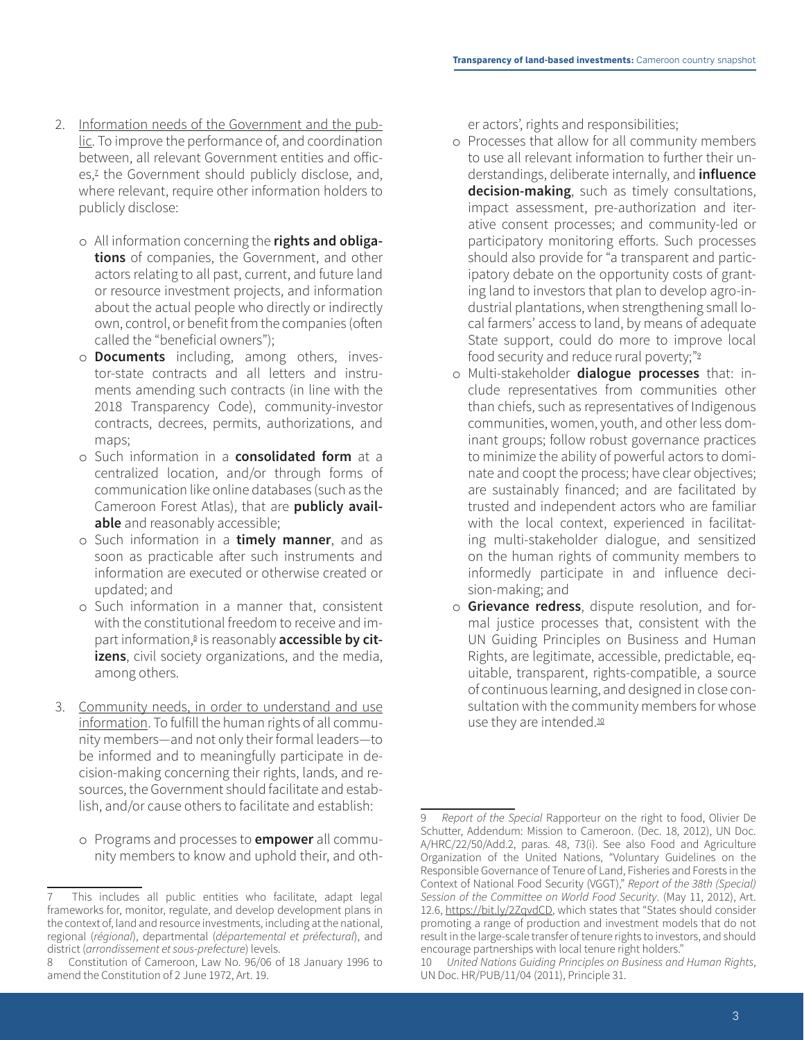2. Information needs of the Government and the public. To improve the performance of, and coordination between, all relevant Government entities and offices,[7] the Government should publicly disclose, and, where relevant, require other information holders to publicly disclose:

   - All information concerning the **rights and obligations** of companies, the Government, and other actors relating to all past, current, and future land or resource investment projects, and information about the actual people who directly or indirectly own, control, or benefit from the companies (often called the "beneficial owners");
   - **Documents** including, among others, investor-state contracts and all letters and instruments amending such contracts (in line with the 2018 Transparency Code), community-investor contracts, decrees, permits, authorizations, and maps;
   - Such information in a **consolidated form** at a centralized location, and/or through forms of communication like online databases (such as the Cameroon Forest Atlas), that are **publicly available** and reasonably accessible;
   - Such information in a **timely manner**, and as soon as practicable after such instruments and information are executed or otherwise created or updated; and
   - Such information in a manner that, consistent with the constitutional freedom to receive and impart information,[8] is reasonably **accessible by citizens**, civil society organizations, and the media, among others.

3. Community needs, in order to understand and use information. To fulfill the human rights of all community members—and not only their formal leaders—to be informed and to meaningfully participate in decision-making concerning their rights, lands, and resources, the Government should facilitate and establish, and/or cause others to facilitate and establish:

   - Programs and processes to **empower** all community members to know and uphold their, and other actors', rights and responsibilities;
   - Processes that allow for all community members to use all relevant information to further their understandings, deliberate internally, and **influence decision-making**, such as timely consultations, impact assessment, pre-authorization and iterative consent processes; and community-led or participatory monitoring efforts. Such processes should also provide for "a transparent and participatory debate on the opportunity costs of granting land to investors that plan to develop agro-industrial plantations, when strengthening small local farmers' access to land, by means of adequate State support, could do more to improve local food security and reduce rural poverty;"[9]
   - Multi-stakeholder **dialogue processes** that: include representatives from communities other than chiefs, such as representatives of Indigenous communities, women, youth, and other less dominant groups; follow robust governance practices to minimize the ability of powerful actors to dominate and coopt the process; have clear objectives; are sustainably financed; and are facilitated by trusted and independent actors who are familiar with the local context, experienced in facilitating multi-stakeholder dialogue, and sensitized on the human rights of community members to informedly participate in and influence decision-making; and
   - **Grievance redress**, dispute resolution, and formal justice processes that, consistent with the UN Guiding Principles on Business and Human Rights, are legitimate, accessible, predictable, equitable, transparent, rights-compatible, a source of continuous learning, and designed in close consultation with the community members for whose use they are intended.[10]

---

7 This includes all public entities who facilitate, adapt legal frameworks for, monitor, regulate, and develop development plans in the context of, land and resource investments, including at the national, regional (*régional*), departmental (*départemental et préfectural*), and district (*arrondissement et sous-prefecture*) levels.

8 Constitution of Cameroon, Law No. 96/06 of 18 January 1996 to amend the Constitution of 2 June 1972, Art. 19.

9 *Report of the Special* Rapporteur on the right to food, Olivier De Schutter, Addendum: Mission to Cameroon. (Dec. 18, 2012), UN Doc. A/HRC/22/50/Add.2, paras. 48, 73(i). See also Food and Agriculture Organization of the United Nations, "Voluntary Guidelines on the Responsible Governance of Tenure of Land, Fisheries and Forests in the Context of National Food Security (VGGT)," *Report of the 38th (Special) Session of the Committee on World Food Security*. (May 11, 2012), Art. 12.6, https://bit.ly/2ZqvdCD, which states that "States should consider promoting a range of production and investment models that do not result in the large-scale transfer of tenure rights to investors, and should encourage partnerships with local tenure right holders."

10 *United Nations Guiding Principles on Business and Human Rights*, UN Doc. HR/PUB/11/04 (2011), Principle 31.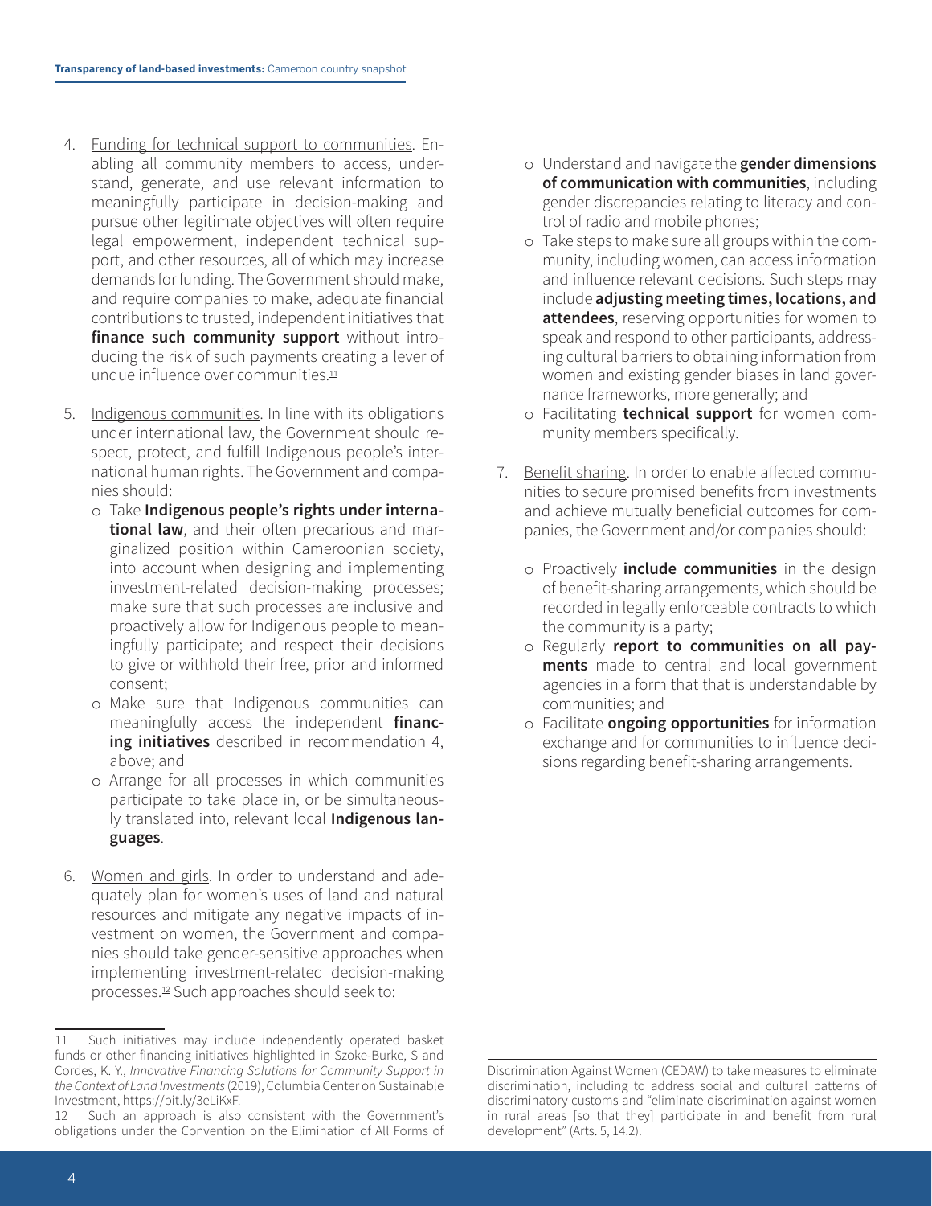4. Funding for technical support to communities. Enabling all community members to access, understand, generate, and use relevant information to meaningfully participate in decision-making and pursue other legitimate objectives will often require legal empowerment, independent technical support, and other resources, all of which may increase demands for funding. The Government should make, and require companies to make, adequate financial contributions to trusted, independent initiatives that **finance such community support** without introducing the risk of such payments creating a lever of undue influence over communities.[11]

5. Indigenous communities. In line with its obligations under international law, the Government should respect, protect, and fulfill Indigenous people's international human rights. The Government and companies should:
   - Take **Indigenous people's rights under international law**, and their often precarious and marginalized position within Cameroonian society, into account when designing and implementing investment-related decision-making processes; make sure that such processes are inclusive and proactively allow for Indigenous people to meaningfully participate; and respect their decisions to give or withhold their free, prior and informed consent;
   - Make sure that Indigenous communities can meaningfully access the independent **financing initiatives** described in recommendation 4, above; and
   - Arrange for all processes in which communities participate to take place in, or be simultaneously translated into, relevant local **Indigenous languages**.

6. Women and girls. In order to understand and adequately plan for women's uses of land and natural resources and mitigate any negative impacts of investment on women, the Government and companies should take gender-sensitive approaches when implementing investment-related decision-making processes.[12] Such approaches should seek to:
   - Understand and navigate the **gender dimensions of communication with communities**, including gender discrepancies relating to literacy and control of radio and mobile phones;
   - Take steps to make sure all groups within the community, including women, can access information and influence relevant decisions. Such steps may include **adjusting meeting times, locations, and attendees**, reserving opportunities for women to speak and respond to other participants, addressing cultural barriers to obtaining information from women and existing gender biases in land governance frameworks, more generally; and
   - Facilitating **technical support** for women community members specifically.

7. Benefit sharing. In order to enable affected communities to secure promised benefits from investments and achieve mutually beneficial outcomes for companies, the Government and/or companies should:
   - Proactively **include communities** in the design of benefit-sharing arrangements, which should be recorded in legally enforceable contracts to which the community is a party;
   - Regularly **report to communities on all payments** made to central and local government agencies in a form that that is understandable by communities; and
   - Facilitate **ongoing opportunities** for information exchange and for communities to influence decisions regarding benefit-sharing arrangements.

---

11 Such initiatives may include independently operated basket funds or other financing initiatives highlighted in Szoke-Burke, S and Cordes, K. Y., *Innovative Financing Solutions for Community Support in the Context of Land Investments* (2019), Columbia Center on Sustainable Investment, https://bit.ly/3eLiKxF.

12 Such an approach is also consistent with the Government's obligations under the Convention on the Elimination of All Forms of Discrimination Against Women (CEDAW) to take measures to eliminate discrimination, including to address social and cultural patterns of discriminatory customs and "eliminate discrimination against women in rural areas [so that they] participate in and benefit from rural development" (Arts. 5, 14.2).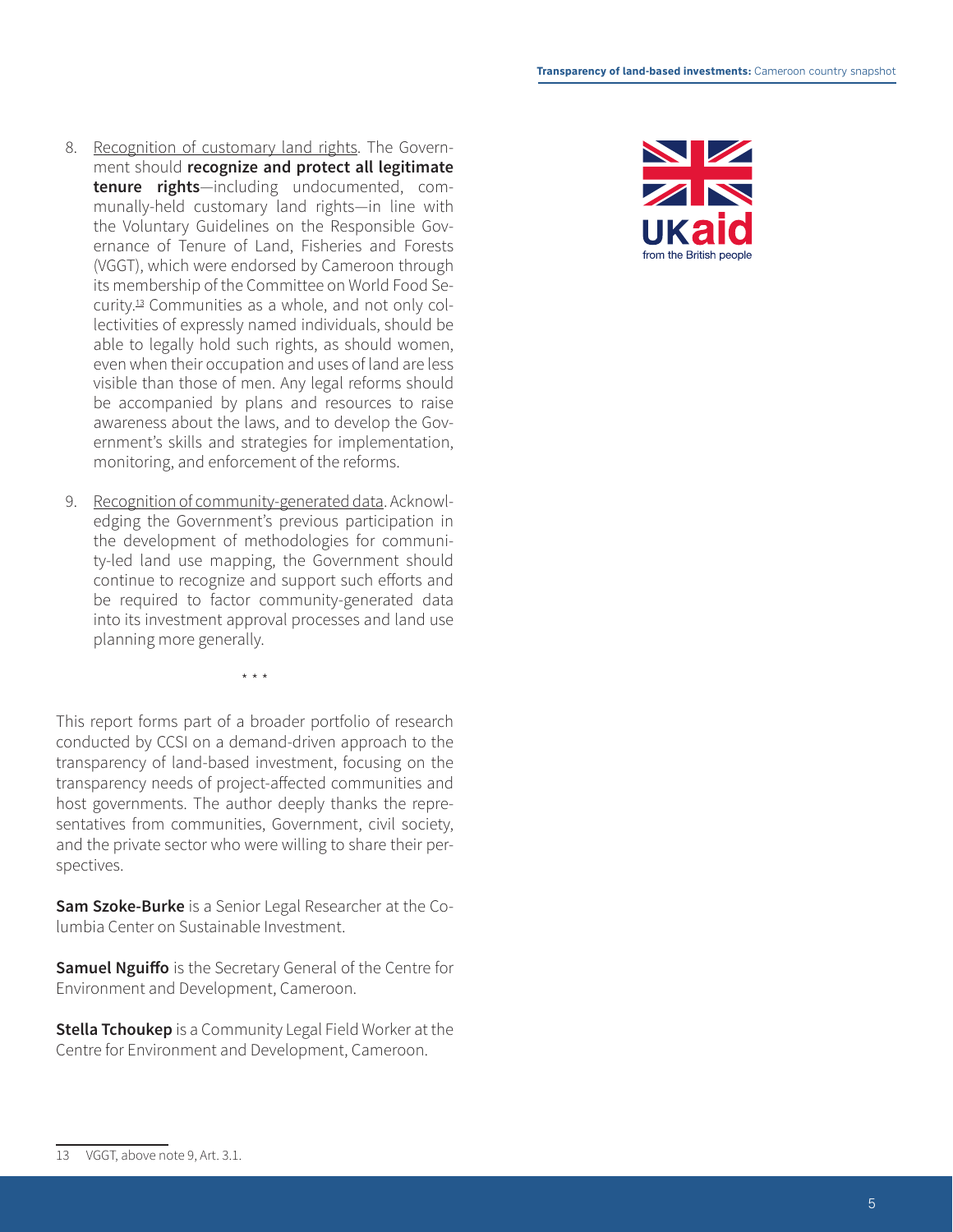8. Recognition of customary land rights. The Government should **recognize and protect all legitimate tenure rights**—including undocumented, communally-held customary land rights—in line with the Voluntary Guidelines on the Responsible Governance of Tenure of Land, Fisheries and Forests (VGGT), which were endorsed by Cameroon through its membership of the Committee on World Food Security.[13] Communities as a whole, and not only collectivities of expressly named individuals, should be able to legally hold such rights, as should women, even when their occupation and uses of land are less visible than those of men. Any legal reforms should be accompanied by plans and resources to raise awareness about the laws, and to develop the Government's skills and strategies for implementation, monitoring, and enforcement of the reforms.

9. Recognition of community-generated data. Acknowledging the Government's previous participation in the development of methodologies for community-led land use mapping, the Government should continue to recognize and support such efforts and be required to factor community-generated data into its investment approval processes and land use planning more generally.

\* \* \*

This report forms part of a broader portfolio of research conducted by CCSI on a demand-driven approach to the transparency of land-based investment, focusing on the transparency needs of project-affected communities and host governments. The author deeply thanks the representatives from communities, Government, civil society, and the private sector who were willing to share their perspectives.

**Sam Szoke-Burke** is a Senior Legal Researcher at the Columbia Center on Sustainable Investment.

**Samuel Nguiffo** is the Secretary General of the Centre for Environment and Development, Cameroon.

**Stella Tchoukep** is a Community Legal Field Worker at the Centre for Environment and Development, Cameroon.

UKaid from the British people

13 VGGT, above note 9, Art. 3.1.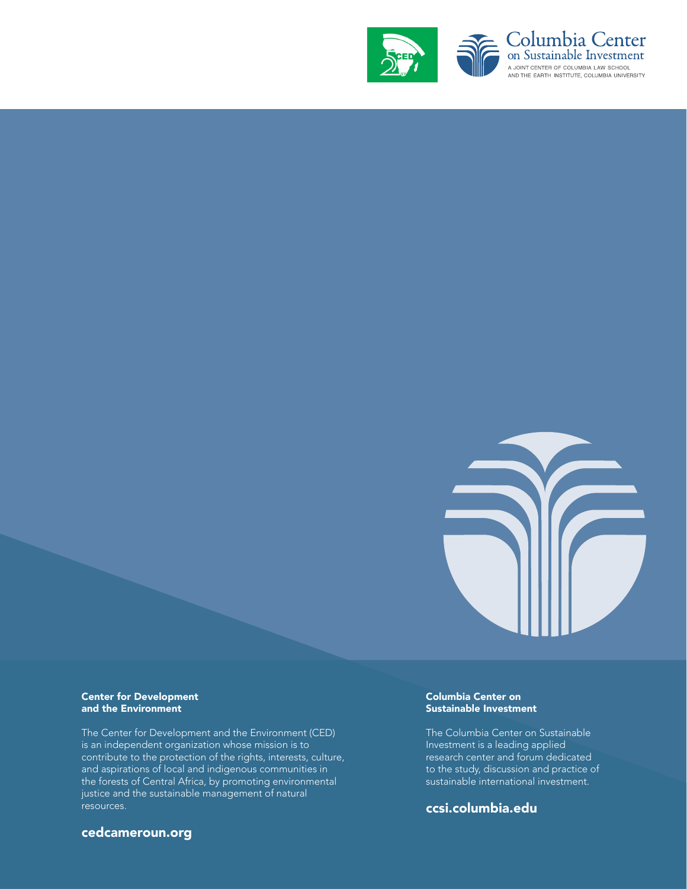Columbia Center
on Sustainable Investment
A JOINT CENTER OF COLUMBIA LAW SCHOOL
AND THE EARTH INSTITUTE, COLUMBIA UNIVERSITY

**Center for Development and the Environment**

The Center for Development and the Environment (CED) is an independent organization whose mission is to contribute to the protection of the rights, interests, culture, and aspirations of local and indigenous communities in the forests of Central Africa, by promoting environmental justice and the sustainable management of natural resources.

**cedcameroun.org**

**Columbia Center on Sustainable Investment**

The Columbia Center on Sustainable Investment is a leading applied research center and forum dedicated to the study, discussion and practice of sustainable international investment.

**ccsi.columbia.edu**